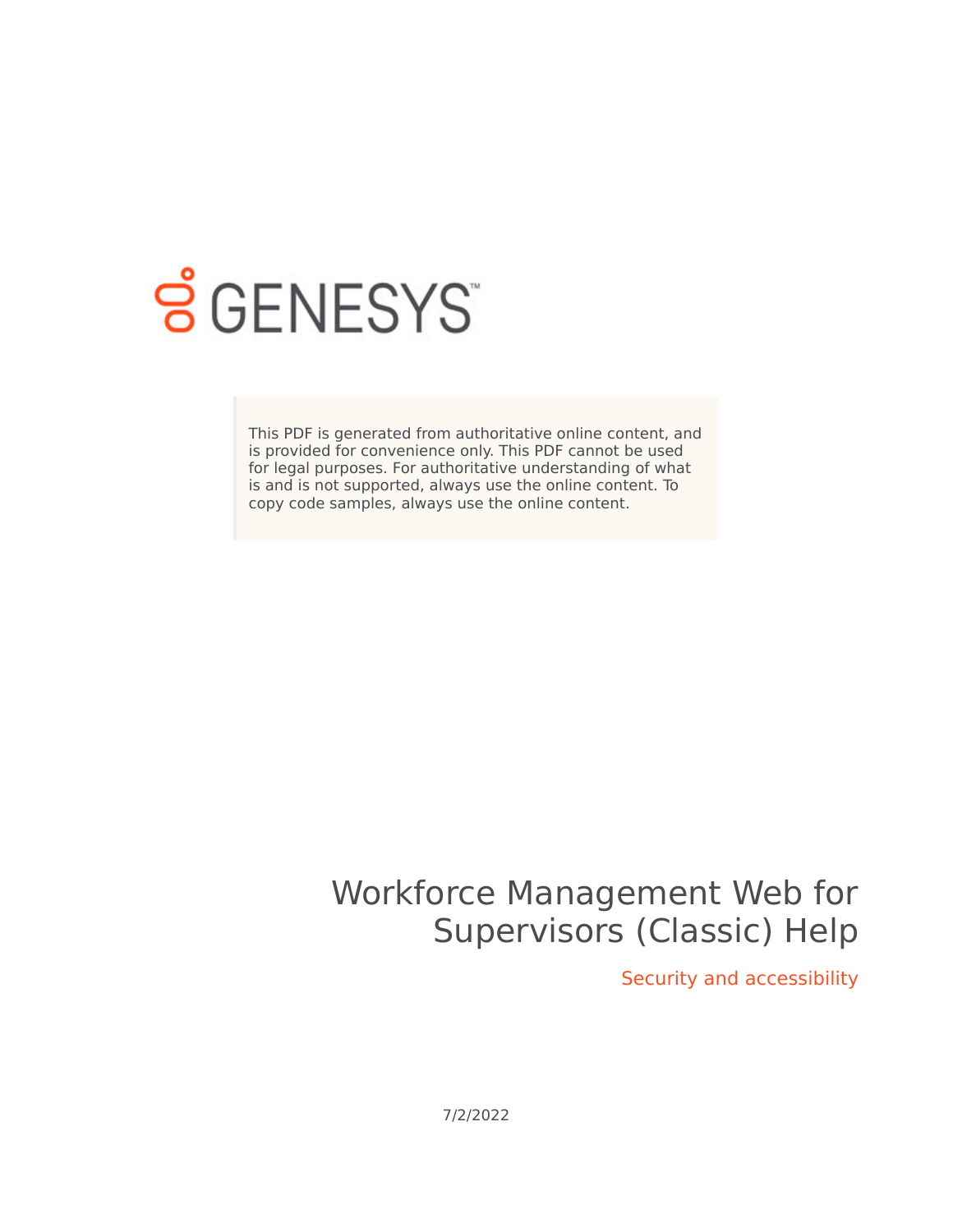GENESYS

This PDF is generated from authoritative online content, and is provided for convenience only. This PDF cannot be used for legal purposes. For authoritative understanding of what is and is not supported, always use the online content. To copy code samples, always use the online content.

# Workforce Management Web for Supervisors (Classic) Help

## Security and accessibility

7/2/2022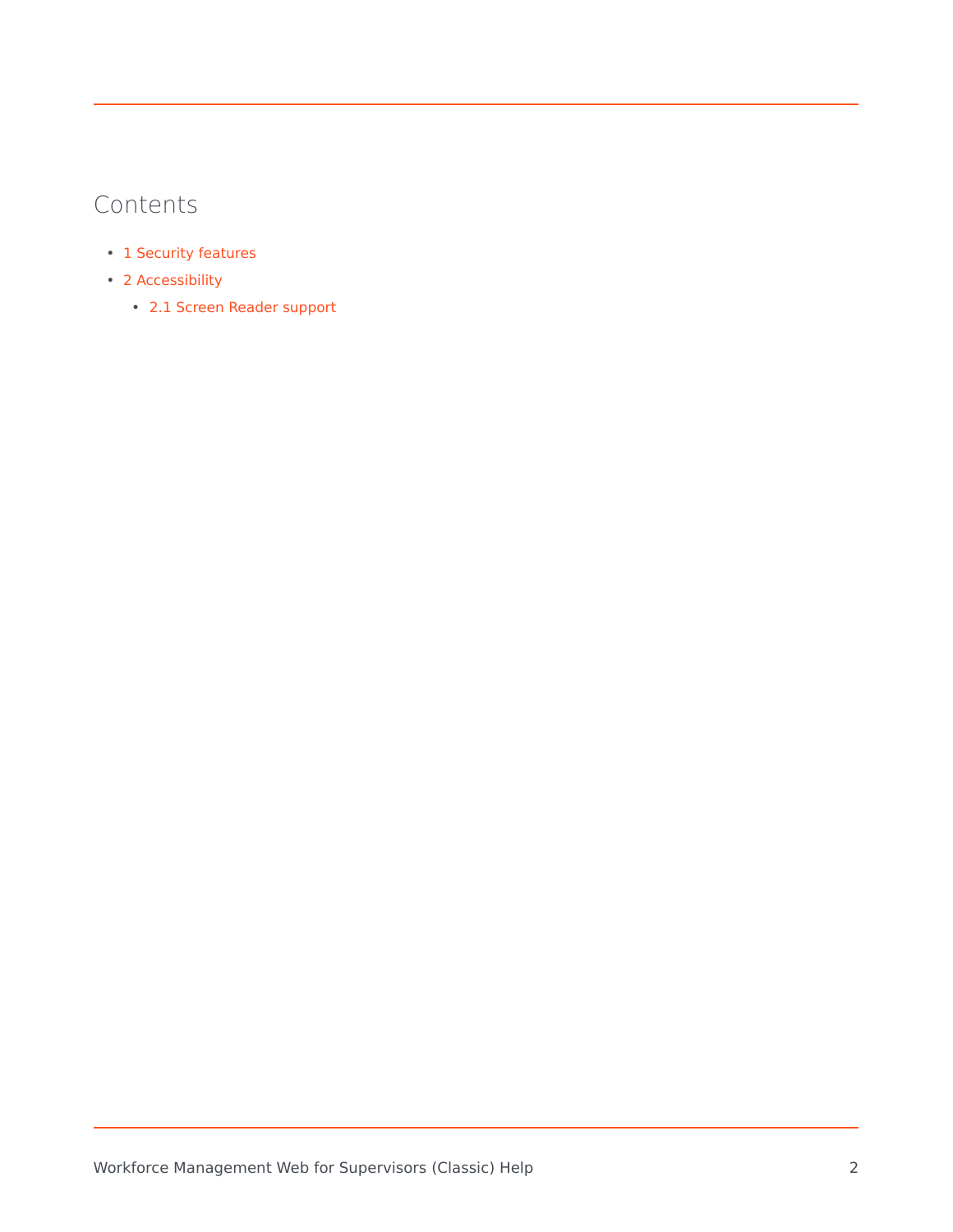## Contents

- 1 Security features
- 2 Accessibility
    - 2.1 Screen Reader support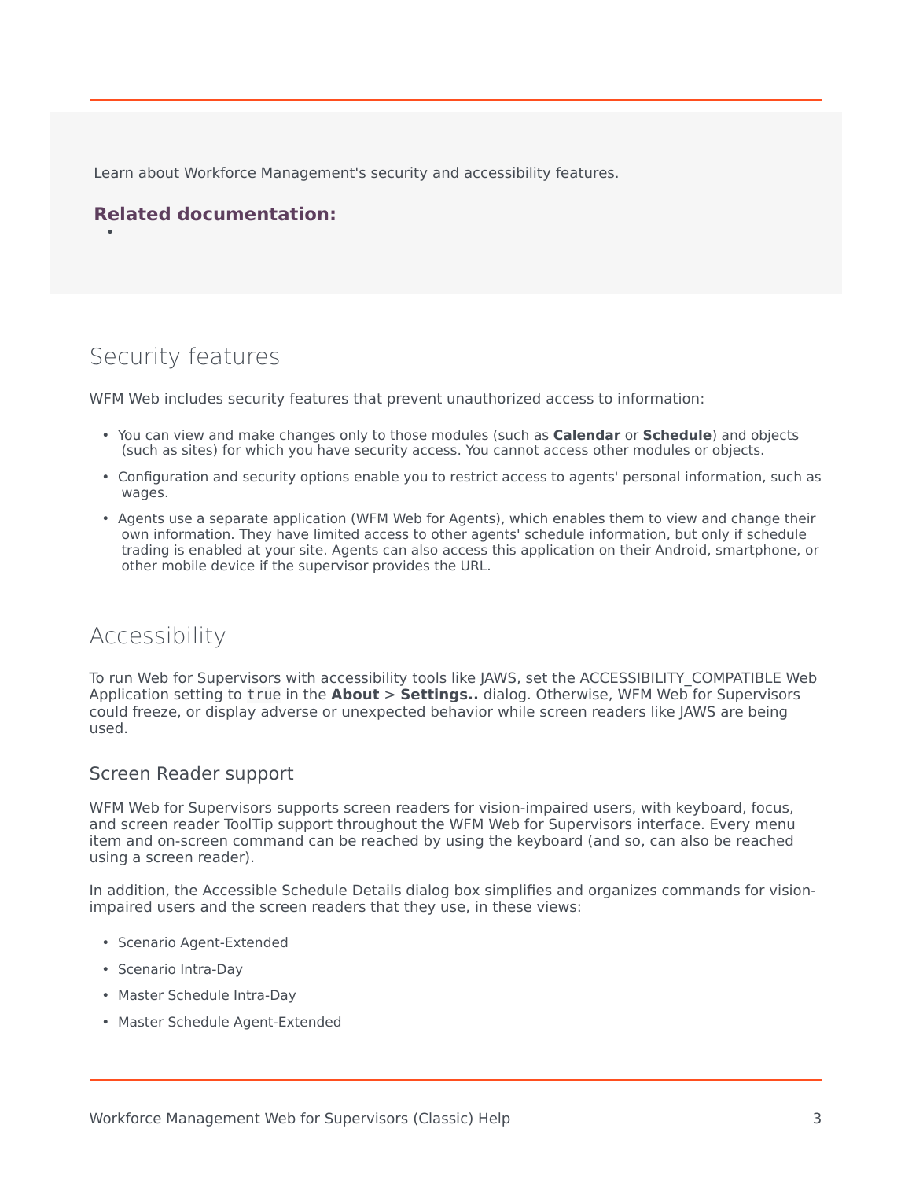Learn about Workforce Management's security and accessibility features.

**Related documentation:**

- 

## Security features

WFM Web includes security features that prevent unauthorized access to information:

- You can view and make changes only to those modules (such as **Calendar** or **Schedule**) and objects (such as sites) for which you have security access. You cannot access other modules or objects.
- Configuration and security options enable you to restrict access to agents' personal information, such as wages.
- Agents use a separate application (WFM Web for Agents), which enables them to view and change their own information. They have limited access to other agents' schedule information, but only if schedule trading is enabled at your site. Agents can also access this application on their Android, smartphone, or other mobile device if the supervisor provides the URL.

## Accessibility

To run Web for Supervisors with accessibility tools like JAWS, set the ACCESSIBILITY_COMPATIBLE Web Application setting to `true` in the **About** > **Settings..** dialog. Otherwise, WFM Web for Supervisors could freeze, or display adverse or unexpected behavior while screen readers like JAWS are being used.

### Screen Reader support

WFM Web for Supervisors supports screen readers for vision-impaired users, with keyboard, focus, and screen reader ToolTip support throughout the WFM Web for Supervisors interface. Every menu item and on-screen command can be reached by using the keyboard (and so, can also be reached using a screen reader).

In addition, the Accessible Schedule Details dialog box simplifies and organizes commands for vision-impaired users and the screen readers that they use, in these views:

- Scenario Agent-Extended
- Scenario Intra-Day
- Master Schedule Intra-Day
- Master Schedule Agent-Extended